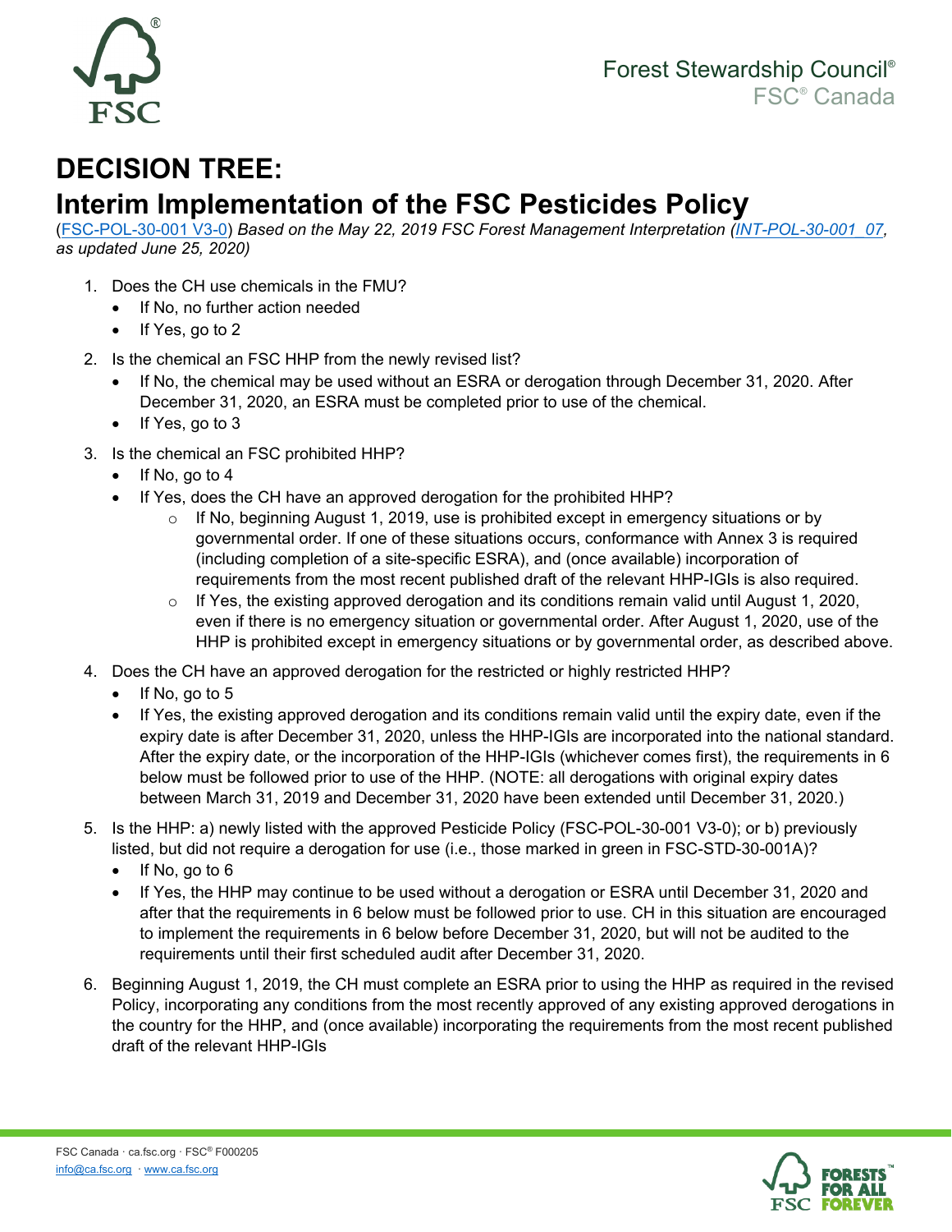Forest Stewardship Council®
FSC® Canada

# DECISION TREE:
# Interim Implementation of the FSC Pesticides Policy

(FSC-POL-30-001 V3-0) *Based on the May 22, 2019 FSC Forest Management Interpretation (INT-POL-30-001_07, as updated June 25, 2020)*

1. Does the CH use chemicals in the FMU?
   - If No, no further action needed
   - If Yes, go to 2
2. Is the chemical an FSC HHP from the newly revised list?
   - If No, the chemical may be used without an ESRA or derogation through December 31, 2020. After December 31, 2020, an ESRA must be completed prior to use of the chemical.
   - If Yes, go to 3
3. Is the chemical an FSC prohibited HHP?
   - If No, go to 4
   - If Yes, does the CH have an approved derogation for the prohibited HHP?
     - If No, beginning August 1, 2019, use is prohibited except in emergency situations or by governmental order. If one of these situations occurs, conformance with Annex 3 is required (including completion of a site-specific ESRA), and (once available) incorporation of requirements from the most recent published draft of the relevant HHP-IGIs is also required.
     - If Yes, the existing approved derogation and its conditions remain valid until August 1, 2020, even if there is no emergency situation or governmental order. After August 1, 2020, use of the HHP is prohibited except in emergency situations or by governmental order, as described above.
4. Does the CH have an approved derogation for the restricted or highly restricted HHP?
   - If No, go to 5
   - If Yes, the existing approved derogation and its conditions remain valid until the expiry date, even if the expiry date is after December 31, 2020, unless the HHP-IGIs are incorporated into the national standard. After the expiry date, or the incorporation of the HHP-IGIs (whichever comes first), the requirements in 6 below must be followed prior to use of the HHP. (NOTE: all derogations with original expiry dates between March 31, 2019 and December 31, 2020 have been extended until December 31, 2020.)
5. Is the HHP: a) newly listed with the approved Pesticide Policy (FSC-POL-30-001 V3-0); or b) previously listed, but did not require a derogation for use (i.e., those marked in green in FSC-STD-30-001A)?
   - If No, go to 6
   - If Yes, the HHP may continue to be used without a derogation or ESRA until December 31, 2020 and after that the requirements in 6 below must be followed prior to use. CH in this situation are encouraged to implement the requirements in 6 below before December 31, 2020, but will not be audited to the requirements until their first scheduled audit after December 31, 2020.
6. Beginning August 1, 2019, the CH must complete an ESRA prior to using the HHP as required in the revised Policy, incorporating any conditions from the most recently approved of any existing approved derogations in the country for the HHP, and (once available) incorporating the requirements from the most recent published draft of the relevant HHP-IGIs

FSC Canada · ca.fsc.org · FSC® F000205
info@ca.fsc.org · www.ca.fsc.org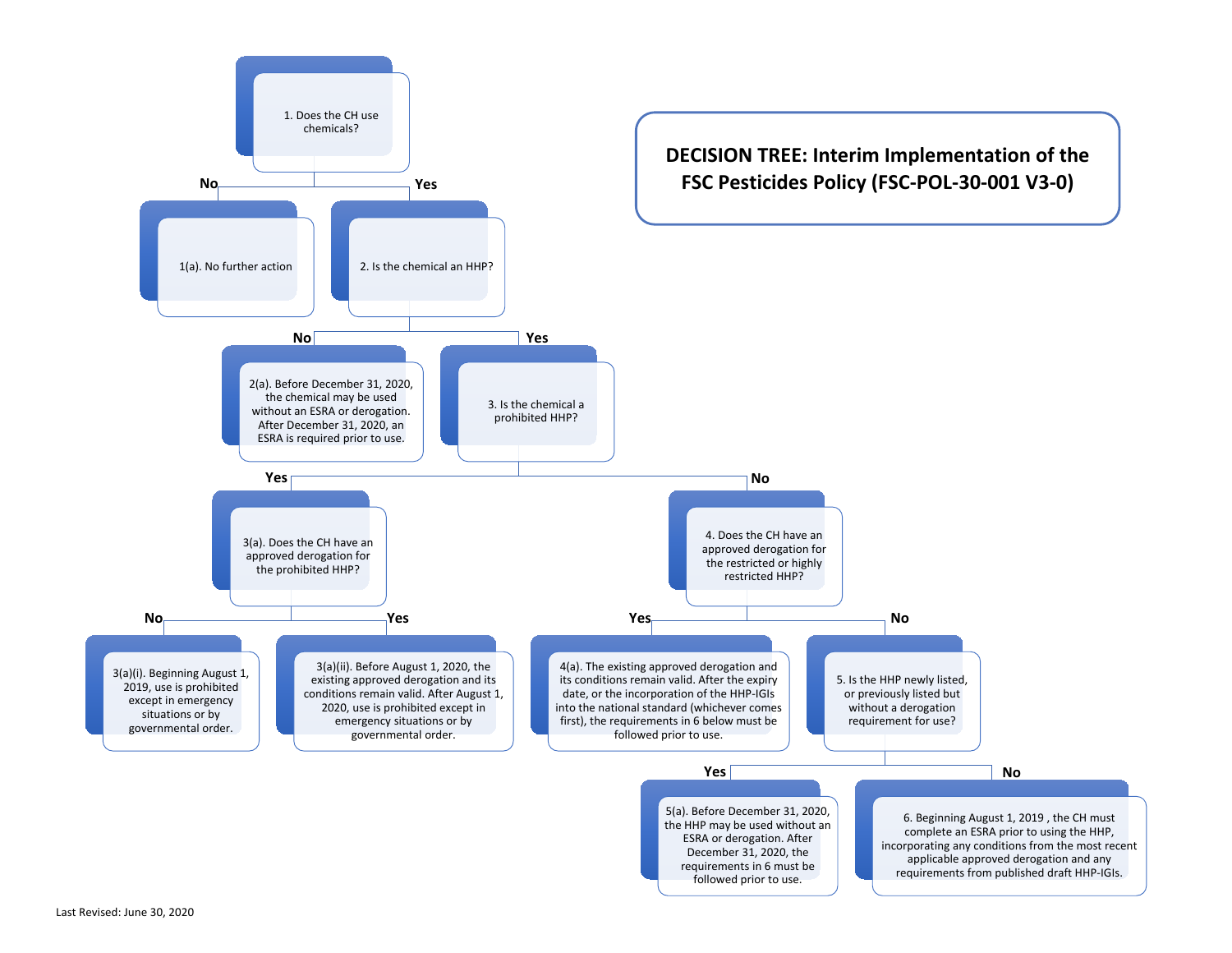# DECISION TREE: Interim Implementation of the FSC Pesticides Policy (FSC-POL-30-001 V3-0)

1. Does the CH use chemicals?

No

1(a). No further action

Yes

2. Is the chemical an HHP?

No

2(a). Before December 31, 2020, the chemical may be used without an ESRA or derogation. After December 31, 2020, an ESRA is required prior to use.

Yes

3. Is the chemical a prohibited HHP?

Yes

3(a). Does the CH have an approved derogation for the prohibited HHP?

No

3(a)(i). Beginning August 1, 2019, use is prohibited except in emergency situations or by governmental order.

Yes

3(a)(ii). Before August 1, 2020, the existing approved derogation and its conditions remain valid. After August 1, 2020, use is prohibited except in emergency situations or by governmental order.

No

4. Does the CH have an approved derogation for the restricted or highly restricted HHP?

Yes

4(a). The existing approved derogation and its conditions remain valid. After the expiry date, or the incorporation of the HHP-IGIs into the national standard (whichever comes first), the requirements in 6 below must be followed prior to use.

No

5. Is the HHP newly listed, or previously listed but without a derogation requirement for use?

Yes

5(a). Before December 31, 2020, the HHP may be used without an ESRA or derogation. After December 31, 2020, the requirements in 6 must be followed prior to use.

No

6. Beginning August 1, 2019 , the CH must complete an ESRA prior to using the HHP, incorporating any conditions from the most recent applicable approved derogation and any requirements from published draft HHP-IGIs.

Last Revised: June 30, 2020